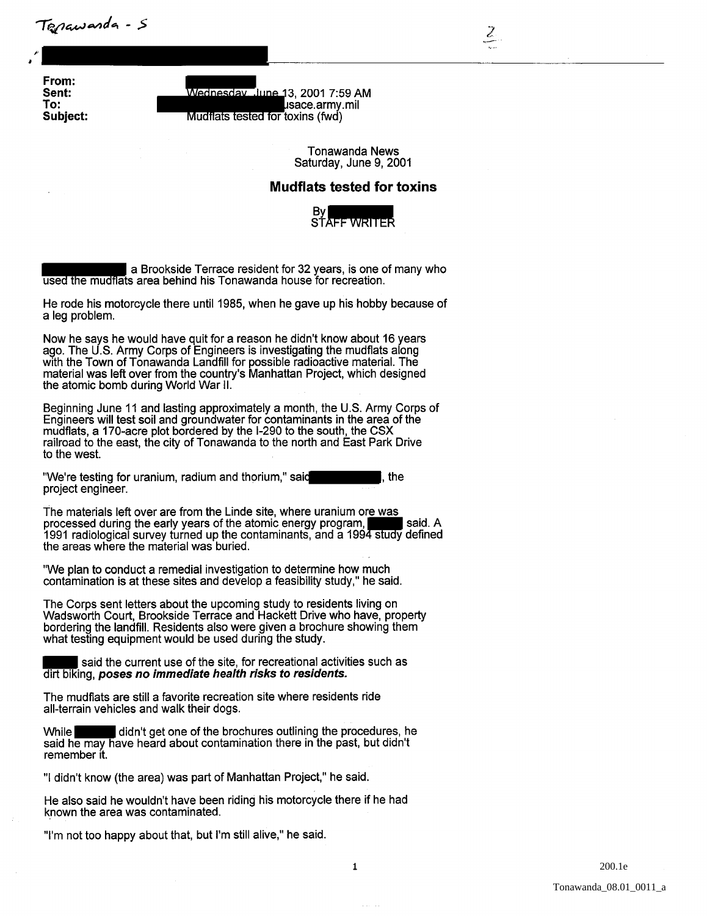Tonawanda - S

From:
Sent: Wednesday, June 13, 2001 7:59 AM
To: usace.army.mil
Subject: Mudflats tested for toxins (fwd)

Tonawanda News
Saturday, June 9, 2001

## Mudflats tested for toxins

By
STAFF WRITER

a Brookside Terrace resident for 32 years, is one of many who used the mudflats area behind his Tonawanda house for recreation.

He rode his motorcycle there until 1985, when he gave up his hobby because of a leg problem.

Now he says he would have quit for a reason he didn't know about 16 years ago. The U.S. Army Corps of Engineers is investigating the mudflats along with the Town of Tonawanda Landfill for possible radioactive material. The material was left over from the country's Manhattan Project, which designed the atomic bomb during World War II.

Beginning June 11 and lasting approximately a month, the U.S. Army Corps of Engineers will test soil and groundwater for contaminants in the area of the mudflats, a 170-acre plot bordered by the I-290 to the south, the CSX railroad to the east, the city of Tonawanda to the north and East Park Drive to the west.

"We're testing for uranium, radium and thorium," said , the project engineer.

The materials left over are from the Linde site, where uranium ore was processed during the early years of the atomic energy program, said. A 1991 radiological survey turned up the contaminants, and a 1994 study defined the areas where the material was buried.

"We plan to conduct a remedial investigation to determine how much contamination is at these sites and develop a feasibility study," he said.

The Corps sent letters about the upcoming study to residents living on Wadsworth Court, Brookside Terrace and Hackett Drive who have, property bordering the landfill. Residents also were given a brochure showing them what testing equipment would be used during the study.

said the current use of the site, for recreational activities such as dirt biking, ***poses no immediate health risks to residents.***

The mudflats are still a favorite recreation site where residents ride all-terrain vehicles and walk their dogs.

While didn't get one of the brochures outlining the procedures, he said he may have heard about contamination there in the past, but didn't remember it.

"I didn't know (the area) was part of Manhattan Project," he said.

He also said he wouldn't have been riding his motorcycle there if he had known the area was contaminated.

"I'm not too happy about that, but I'm still alive," he said.

200.1e

Tonawanda_08.01_0011_a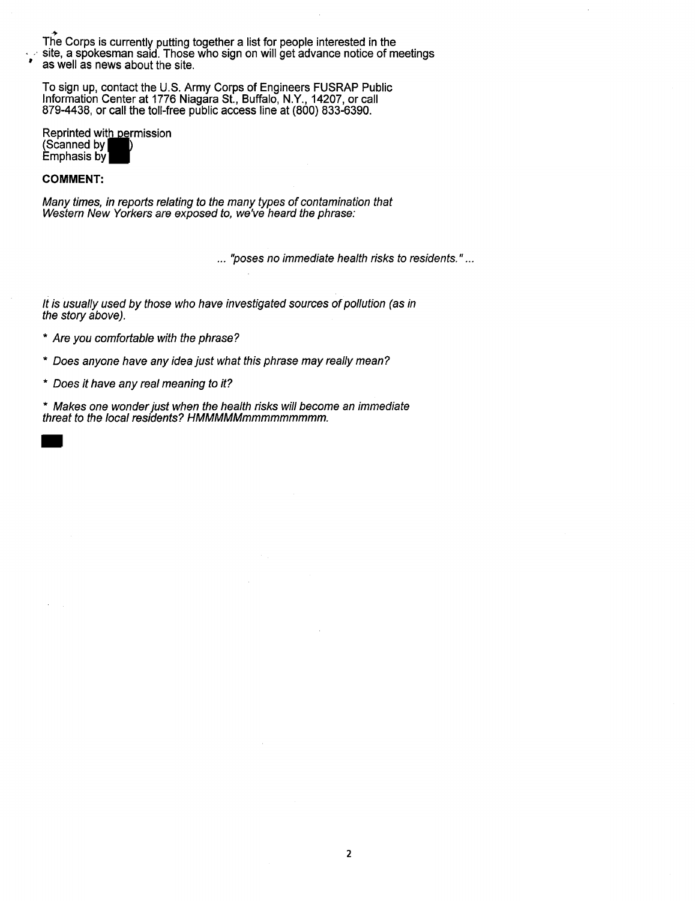The Corps is currently putting together a list for people interested in the site, a spokesman said. Those who sign on will get advance notice of meetings as well as news about the site.

To sign up, contact the U.S. Army Corps of Engineers FUSRAP Public Information Center at 1776 Niagara St., Buffalo, N.Y., 14207, or call 879-4438, or call the toll-free public access line at (800) 833-6390.

Reprinted with permission
(Scanned by ██)
Emphasis by ██

**COMMENT:**

*Many times, in reports relating to the many types of contamination that Western New Yorkers are exposed to, we've heard the phrase:*

*... "poses no immediate health risks to residents." ...*

*It is usually used by those who have investigated sources of pollution (as in the story above).*

* *Are you comfortable with the phrase?*

* *Does anyone have any idea just what this phrase may really mean?*

* *Does it have any real meaning to it?*

* *Makes one wonder just when the health risks will become an immediate threat to the local residents? HMMMMMmmmmmmmmm.*

██